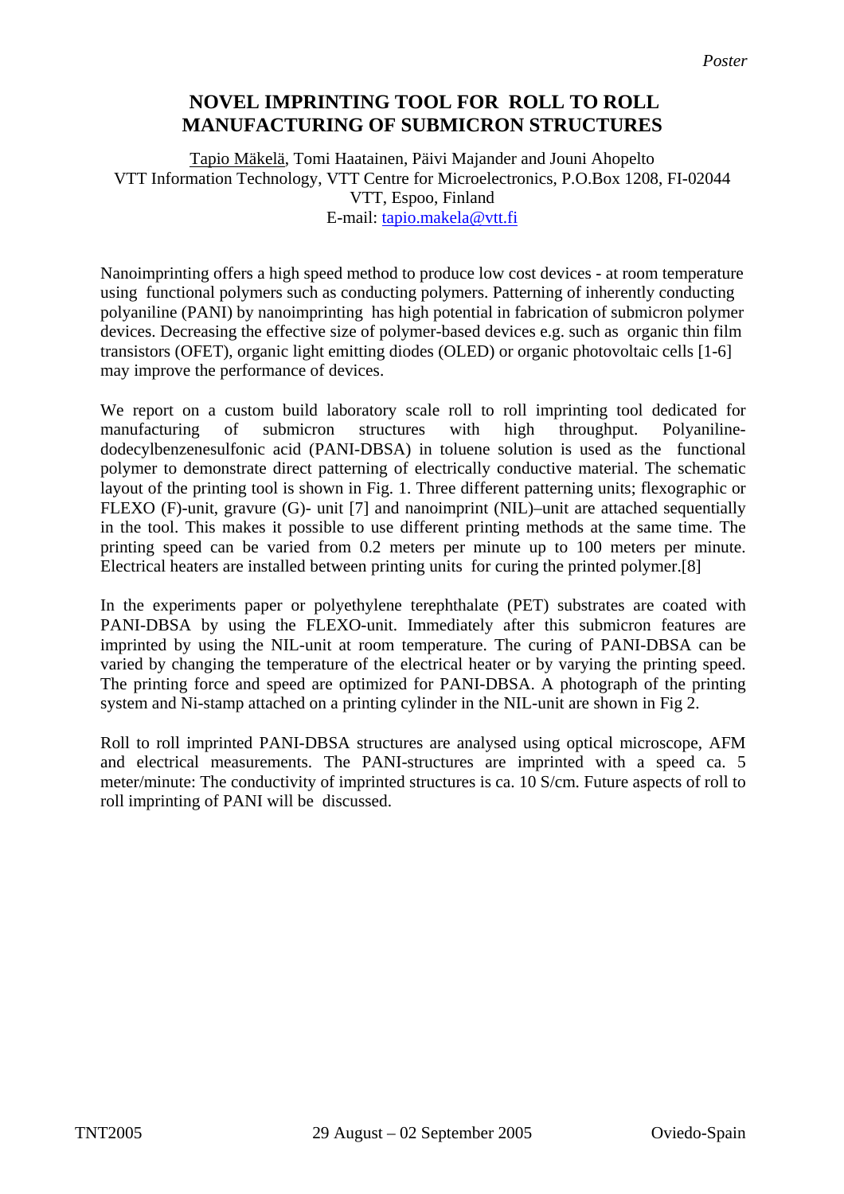*Poster*

# NOVEL IMPRINTING TOOL FOR ROLL TO ROLL MANUFACTURING OF SUBMICRON STRUCTURES

Tapio Mäkelä, Tomi Haatainen, Päivi Majander and Jouni Ahopelto
VTT Information Technology, VTT Centre for Microelectronics, P.O.Box 1208, FI-02044 VTT, Espoo, Finland
E-mail: tapio.makela@vtt.fi

Nanoimprinting offers a high speed method to produce low cost devices - at room temperature using functional polymers such as conducting polymers. Patterning of inherently conducting polyaniline (PANI) by nanoimprinting has high potential in fabrication of submicron polymer devices. Decreasing the effective size of polymer-based devices e.g. such as organic thin film transistors (OFET), organic light emitting diodes (OLED) or organic photovoltaic cells [1-6] may improve the performance of devices.

We report on a custom build laboratory scale roll to roll imprinting tool dedicated for manufacturing of submicron structures with high throughput. Polyaniline-dodecylbenzenesulfonic acid (PANI-DBSA) in toluene solution is used as the functional polymer to demonstrate direct patterning of electrically conductive material. The schematic layout of the printing tool is shown in Fig. 1. Three different patterning units; flexographic or FLEXO (F)-unit, gravure (G)- unit [7] and nanoimprint (NIL)–unit are attached sequentially in the tool. This makes it possible to use different printing methods at the same time. The printing speed can be varied from 0.2 meters per minute up to 100 meters per minute. Electrical heaters are installed between printing units for curing the printed polymer.[8]

In the experiments paper or polyethylene terephthalate (PET) substrates are coated with PANI-DBSA by using the FLEXO-unit. Immediately after this submicron features are imprinted by using the NIL-unit at room temperature. The curing of PANI-DBSA can be varied by changing the temperature of the electrical heater or by varying the printing speed. The printing force and speed are optimized for PANI-DBSA. A photograph of the printing system and Ni-stamp attached on a printing cylinder in the NIL-unit are shown in Fig 2.

Roll to roll imprinted PANI-DBSA structures are analysed using optical microscope, AFM and electrical measurements. The PANI-structures are imprinted with a speed ca. 5 meter/minute: The conductivity of imprinted structures is ca. 10 S/cm. Future aspects of roll to roll imprinting of PANI will be discussed.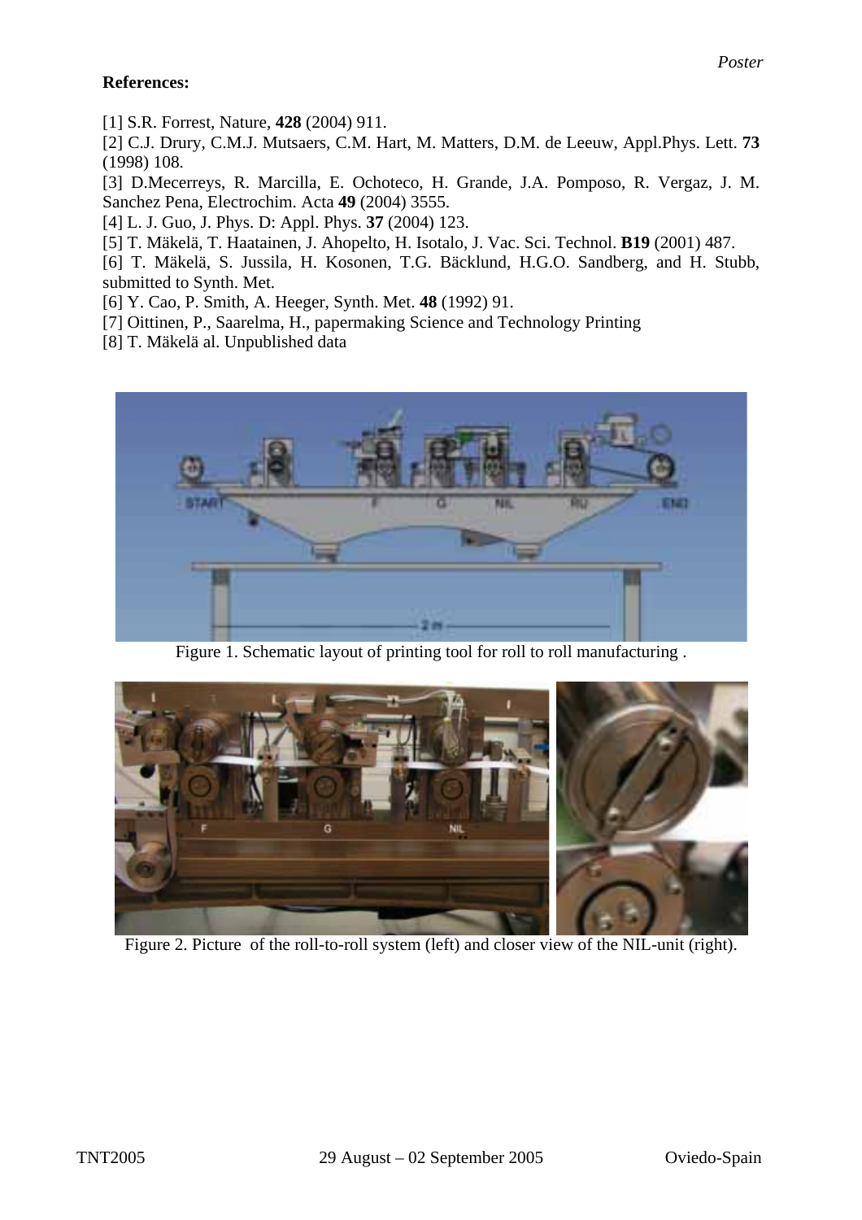**References:**

[1] S.R. Forrest, Nature, **428** (2004) 911.

[2] C.J. Drury, C.M.J. Mutsaers, C.M. Hart, M. Matters, D.M. de Leeuw, Appl.Phys. Lett. **73** (1998) 108.

[3] D.Mecerreys, R. Marcilla, E. Ochoteco, H. Grande, J.A. Pomposo, R. Vergaz, J. M. Sanchez Pena, Electrochim. Acta **49** (2004) 3555.

[4] L. J. Guo, J. Phys. D: Appl. Phys. **37** (2004) 123.

[5] T. Mäkelä, T. Haatainen, J. Ahopelto, H. Isotalo, J. Vac. Sci. Technol. **B19** (2001) 487.

[6] T. Mäkelä, S. Jussila, H. Kosonen, T.G. Bäcklund, H.G.O. Sandberg, and H. Stubb, submitted to Synth. Met.

[6] Y. Cao, P. Smith, A. Heeger, Synth. Met. **48** (1992) 91.

[7] Oittinen, P., Saarelma, H., papermaking Science and Technology Printing

[8] T. Mäkelä al. Unpublished data

START
F
G
NIL
RU
END
2 m

Figure 1. Schematic layout of printing tool for roll to roll manufacturing .

F
G
NIL

Figure 2. Picture of the roll-to-roll system (left) and closer view of the NIL-unit (right).